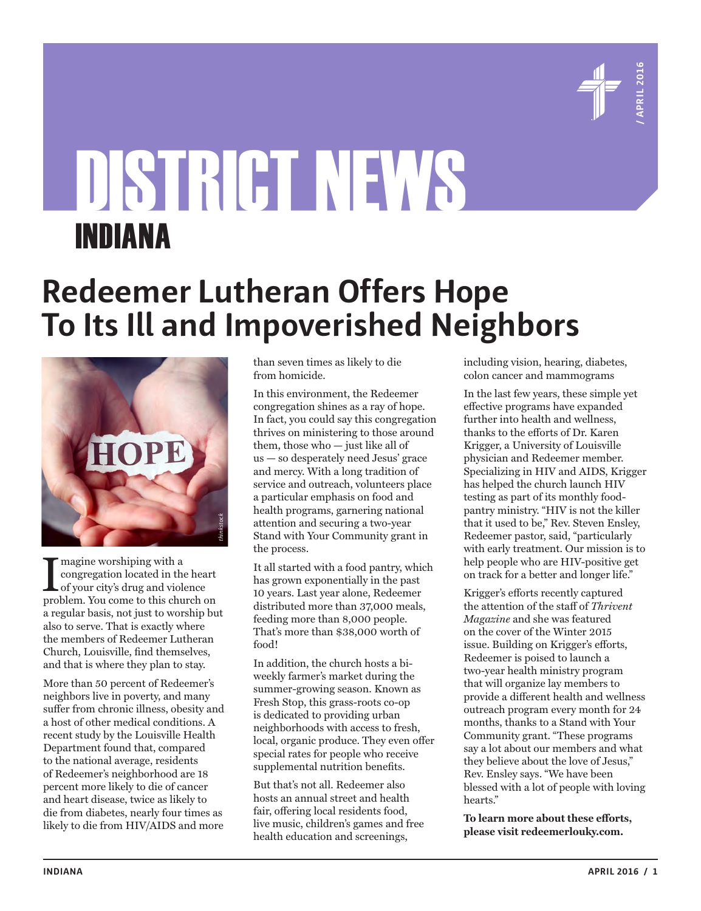# DISTRICT NEWS

## INDIANA

# Redeemer Lutheran Offers Hope To Its Ill and Impoverished Neighbors

Imagine worshiping with a congregation located in the heart of your city's drug and violence problem. You come to this church on a regular basis, not just to worship but also to serve. That is exactly where the members of Redeemer Lutheran Church, Louisville, find themselves, and that is where they plan to stay.

More than 50 percent of Redeemer's neighbors live in poverty, and many suffer from chronic illness, obesity and a host of other medical conditions. A recent study by the Louisville Health Department found that, compared to the national average, residents of Redeemer's neighborhood are 18 percent more likely to die of cancer and heart disease, twice as likely to die from diabetes, nearly four times as likely to die from HIV/AIDS and more than seven times as likely to die from homicide.

In this environment, the Redeemer congregation shines as a ray of hope. In fact, you could say this congregation thrives on ministering to those around them, those who — just like all of us — so desperately need Jesus' grace and mercy. With a long tradition of service and outreach, volunteers place a particular emphasis on food and health programs, garnering national attention and securing a two-year Stand with Your Community grant in the process.

It all started with a food pantry, which has grown exponentially in the past 10 years. Last year alone, Redeemer distributed more than 37,000 meals, feeding more than 8,000 people. That's more than $38,000 worth of food!

In addition, the church hosts a bi-weekly farmer's market during the summer-growing season. Known as Fresh Stop, this grass-roots co-op is dedicated to providing urban neighborhoods with access to fresh, local, organic produce. They even offer special rates for people who receive supplemental nutrition benefits.

But that's not all. Redeemer also hosts an annual street and health fair, offering local residents food, live music, children's games and free health education and screenings, including vision, hearing, diabetes, colon cancer and mammograms

In the last few years, these simple yet effective programs have expanded further into health and wellness, thanks to the efforts of Dr. Karen Krigger, a University of Louisville physician and Redeemer member. Specializing in HIV and AIDS, Krigger has helped the church launch HIV testing as part of its monthly food-pantry ministry. "HIV is not the killer that it used to be," Rev. Steven Ensley, Redeemer pastor, said, "particularly with early treatment. Our mission is to help people who are HIV-positive get on track for a better and longer life."

Krigger's efforts recently captured the attention of the staff of *Thrivent Magazine* and she was featured on the cover of the Winter 2015 issue. Building on Krigger's efforts, Redeemer is poised to launch a two-year health ministry program that will organize lay members to provide a different health and wellness outreach program every month for 24 months, thanks to a Stand with Your Community grant. "These programs say a lot about our members and what they believe about the love of Jesus," Rev. Ensley says. "We have been blessed with a lot of people with loving hearts."

**To learn more about these efforts, please visit redeemerlouky.com.**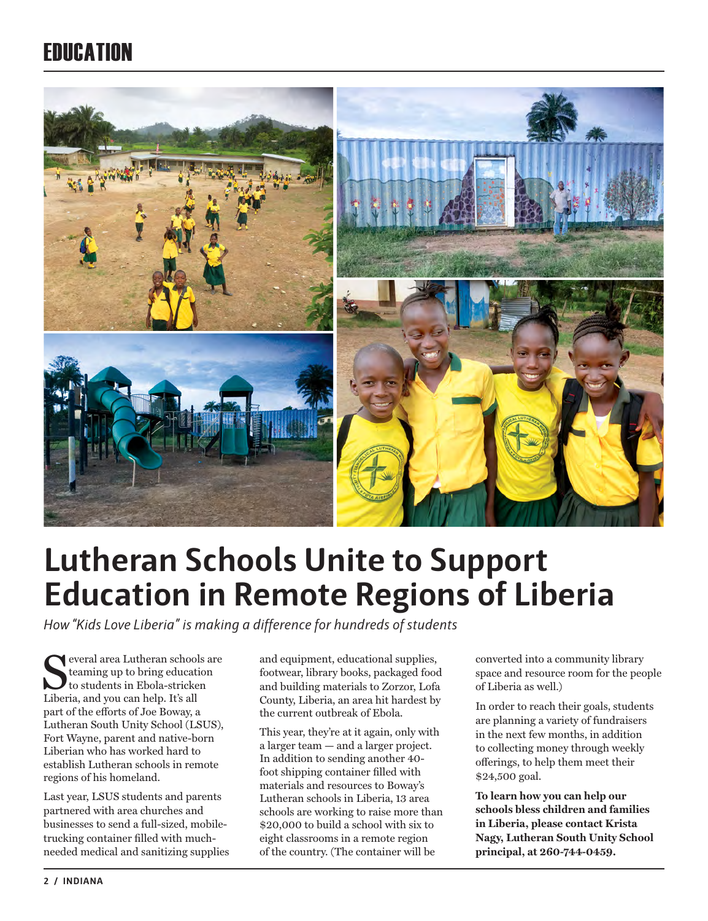# EDUCATION

# Lutheran Schools Unite to Support Education in Remote Regions of Liberia

*How "Kids Love Liberia" is making a difference for hundreds of students*

Several area Lutheran schools are teaming up to bring education to students in Ebola-stricken Liberia, and you can help. It's all part of the efforts of Joe Boway, a Lutheran South Unity School (LSUS), Fort Wayne, parent and native-born Liberian who has worked hard to establish Lutheran schools in remote regions of his homeland.

Last year, LSUS students and parents partnered with area churches and businesses to send a full-sized, mobile-trucking container filled with much-needed medical and sanitizing supplies and equipment, educational supplies, footwear, library books, packaged food and building materials to Zorzor, Lofa County, Liberia, an area hit hardest by the current outbreak of Ebola.

This year, they're at it again, only with a larger team — and a larger project. In addition to sending another 40-foot shipping container filled with materials and resources to Boway's Lutheran schools in Liberia, 13 area schools are working to raise more than $20,000 to build a school with six to eight classrooms in a remote region of the country. (The container will be converted into a community library space and resource room for the people of Liberia as well.)

In order to reach their goals, students are planning a variety of fundraisers in the next few months, in addition to collecting money through weekly offerings, to help them meet their $24,500 goal.

**To learn how you can help our schools bless children and families in Liberia, please contact Krista Nagy, Lutheran South Unity School principal, at 260-744-0459.**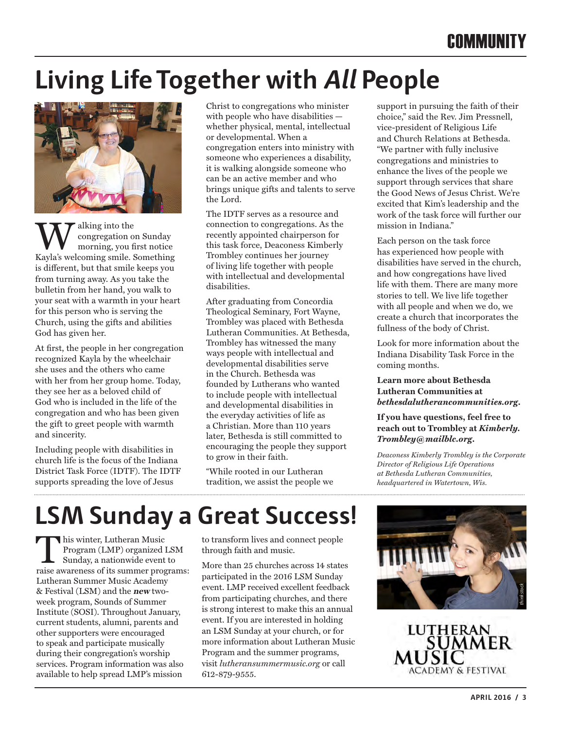COMMUNITY

# Living Life Together with *All* People

Walking into the congregation on Sunday morning, you first notice Kayla's welcoming smile. Something is different, but that smile keeps you from turning away. As you take the bulletin from her hand, you walk to your seat with a warmth in your heart for this person who is serving the Church, using the gifts and abilities God has given her.

At first, the people in her congregation recognized Kayla by the wheelchair she uses and the others who came with her from her group home. Today, they see her as a beloved child of God who is included in the life of the congregation and who has been given the gift to greet people with warmth and sincerity.

Including people with disabilities in church life is the focus of the Indiana District Task Force (IDTF). The IDTF supports spreading the love of Jesus Christ to congregations who minister with people who have disabilities — whether physical, mental, intellectual or developmental. When a congregation enters into ministry with someone who experiences a disability, it is walking alongside someone who can be an active member and who brings unique gifts and talents to serve the Lord.

The IDTF serves as a resource and connection to congregations. As the recently appointed chairperson for this task force, Deaconess Kimberly Trombley continues her journey of living life together with people with intellectual and developmental disabilities.

After graduating from Concordia Theological Seminary, Fort Wayne, Trombley was placed with Bethesda Lutheran Communities. At Bethesda, Trombley has witnessed the many ways people with intellectual and developmental disabilities serve in the Church. Bethesda was founded by Lutherans who wanted to include people with intellectual and developmental disabilities in the everyday activities of life as a Christian. More than 110 years later, Bethesda is still committed to encouraging the people they support to grow in their faith.

"While rooted in our Lutheran tradition, we assist the people we support in pursuing the faith of their choice," said the Rev. Jim Pressnell, vice-president of Religious Life and Church Relations at Bethesda. "We partner with fully inclusive congregations and ministries to enhance the lives of the people we support through services that share the Good News of Jesus Christ. We're excited that Kim's leadership and the work of the task force will further our mission in Indiana."

Each person on the task force has experienced how people with disabilities have served in the church, and how congregations have lived life with them. There are many more stories to tell. We live life together with all people and when we do, we create a church that incorporates the fullness of the body of Christ.

Look for more information about the Indiana Disability Task Force in the coming months.

**Learn more about Bethesda Lutheran Communities at *bethesdalutherancommunities.org*.**

**If you have questions, feel free to reach out to Trombley at *Kimberly.Trombley@mailblc.org*.**

*Deaconess Kimberly Trombley is the Corporate Director of Religious Life Operations at Bethesda Lutheran Communities, headquartered in Watertown, Wis.*

# LSM Sunday a Great Success!

This winter, Lutheran Music Program (LMP) organized LSM Sunday, a nationwide event to raise awareness of its summer programs: Lutheran Summer Music Academy & Festival (LSM) and the ***new*** two-week program, Sounds of Summer Institute (SOSI). Throughout January, current students, alumni, parents and other supporters were encouraged to speak and participate musically during their congregation's worship services. Program information was also available to help spread LMP's mission to transform lives and connect people through faith and music.

More than 25 churches across 14 states participated in the 2016 LSM Sunday event. LMP received excellent feedback from participating churches, and there is strong interest to make this an annual event. If you are interested in holding an LSM Sunday at your church, or for more information about Lutheran Music Program and the summer programs, visit *lutheransummermusic.org* or call 612-879-9555.

*thinkstock*

LUTHERAN SUMMER MUSIC ACADEMY & FESTIVAL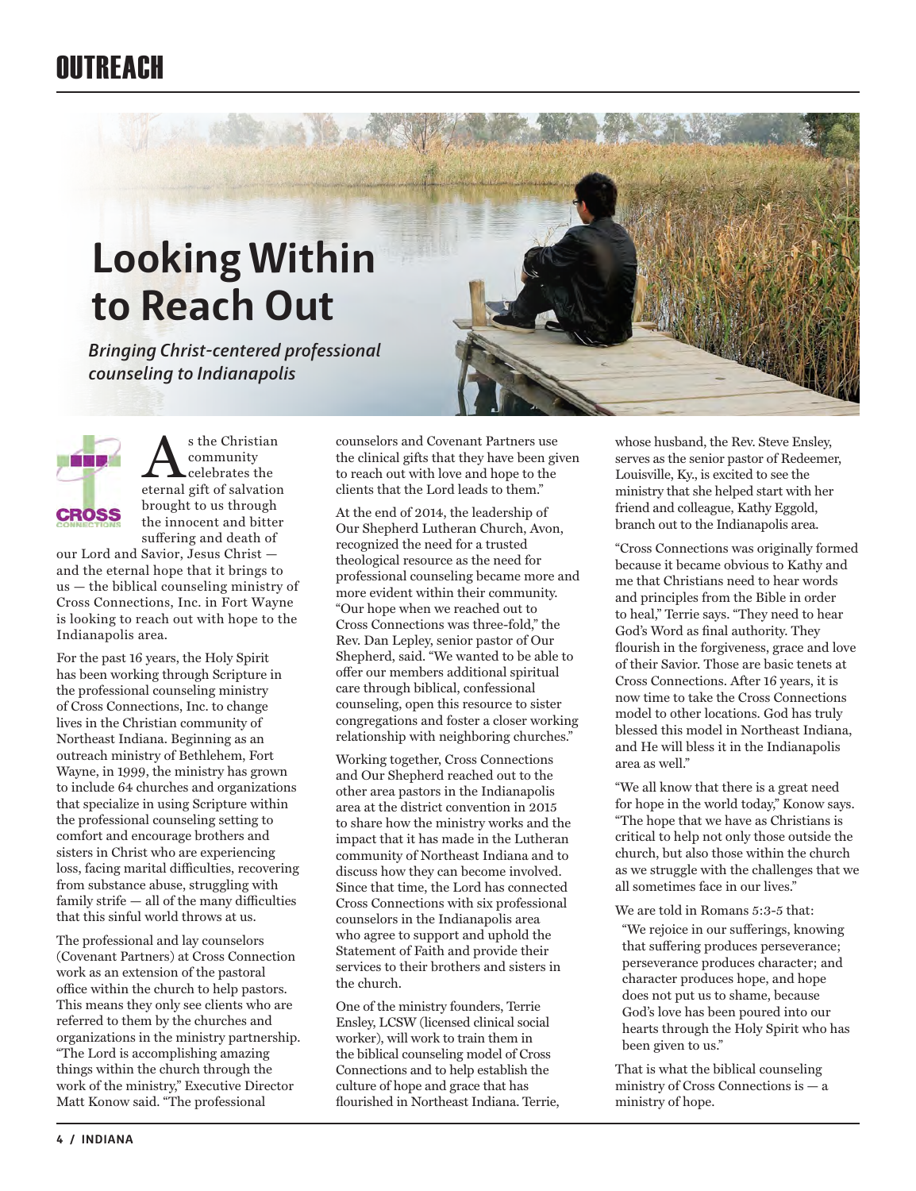# Looking Within to Reach Out

***Bringing Christ-centered professional counseling to Indianapolis***

As the Christian community celebrates the eternal gift of salvation brought to us through the innocent and bitter suffering and death of our Lord and Savior, Jesus Christ — and the eternal hope that it brings to us — the biblical counseling ministry of Cross Connections, Inc. in Fort Wayne is looking to reach out with hope to the Indianapolis area.

For the past 16 years, the Holy Spirit has been working through Scripture in the professional counseling ministry of Cross Connections, Inc. to change lives in the Christian community of Northeast Indiana. Beginning as an outreach ministry of Bethlehem, Fort Wayne, in 1999, the ministry has grown to include 64 churches and organizations that specialize in using Scripture within the professional counseling setting to comfort and encourage brothers and sisters in Christ who are experiencing loss, facing marital difficulties, recovering from substance abuse, struggling with family strife — all of the many difficulties that this sinful world throws at us.

The professional and lay counselors (Covenant Partners) at Cross Connection work as an extension of the pastoral office within the church to help pastors. This means they only see clients who are referred to them by the churches and organizations in the ministry partnership. "The Lord is accomplishing amazing things within the church through the work of the ministry," Executive Director Matt Konow said. "The professional counselors and Covenant Partners use the clinical gifts that they have been given to reach out with love and hope to the clients that the Lord leads to them."

At the end of 2014, the leadership of Our Shepherd Lutheran Church, Avon, recognized the need for a trusted theological resource as the need for professional counseling became more and more evident within their community. "Our hope when we reached out to Cross Connections was three-fold," the Rev. Dan Lepley, senior pastor of Our Shepherd, said. "We wanted to be able to offer our members additional spiritual care through biblical, confessional counseling, open this resource to sister congregations and foster a closer working relationship with neighboring churches."

Working together, Cross Connections and Our Shepherd reached out to the other area pastors in the Indianapolis area at the district convention in 2015 to share how the ministry works and the impact that it has made in the Lutheran community of Northeast Indiana and to discuss how they can become involved. Since that time, the Lord has connected Cross Connections with six professional counselors in the Indianapolis area who agree to support and uphold the Statement of Faith and provide their services to their brothers and sisters in the church.

One of the ministry founders, Terrie Ensley, LCSW (licensed clinical social worker), will work to train them in the biblical counseling model of Cross Connections and to help establish the culture of hope and grace that has flourished in Northeast Indiana. Terrie, whose husband, the Rev. Steve Ensley, serves as the senior pastor of Redeemer, Louisville, Ky., is excited to see the ministry that she helped start with her friend and colleague, Kathy Eggold, branch out to the Indianapolis area.

"Cross Connections was originally formed because it became obvious to Kathy and me that Christians need to hear words and principles from the Bible in order to heal," Terrie says. "They need to hear God's Word as final authority. They flourish in the forgiveness, grace and love of their Savior. Those are basic tenets at Cross Connections. After 16 years, it is now time to take the Cross Connections model to other locations. God has truly blessed this model in Northeast Indiana, and He will bless it in the Indianapolis area as well."

"We all know that there is a great need for hope in the world today," Konow says. "The hope that we have as Christians is critical to help not only those outside the church, but also those within the church as we struggle with the challenges that we all sometimes face in our lives."

We are told in Romans 5:3-5 that:

> "We rejoice in our sufferings, knowing that suffering produces perseverance; perseverance produces character; and character produces hope, and hope does not put us to shame, because God's love has been poured into our hearts through the Holy Spirit who has been given to us."

That is what the biblical counseling ministry of Cross Connections is — a ministry of hope.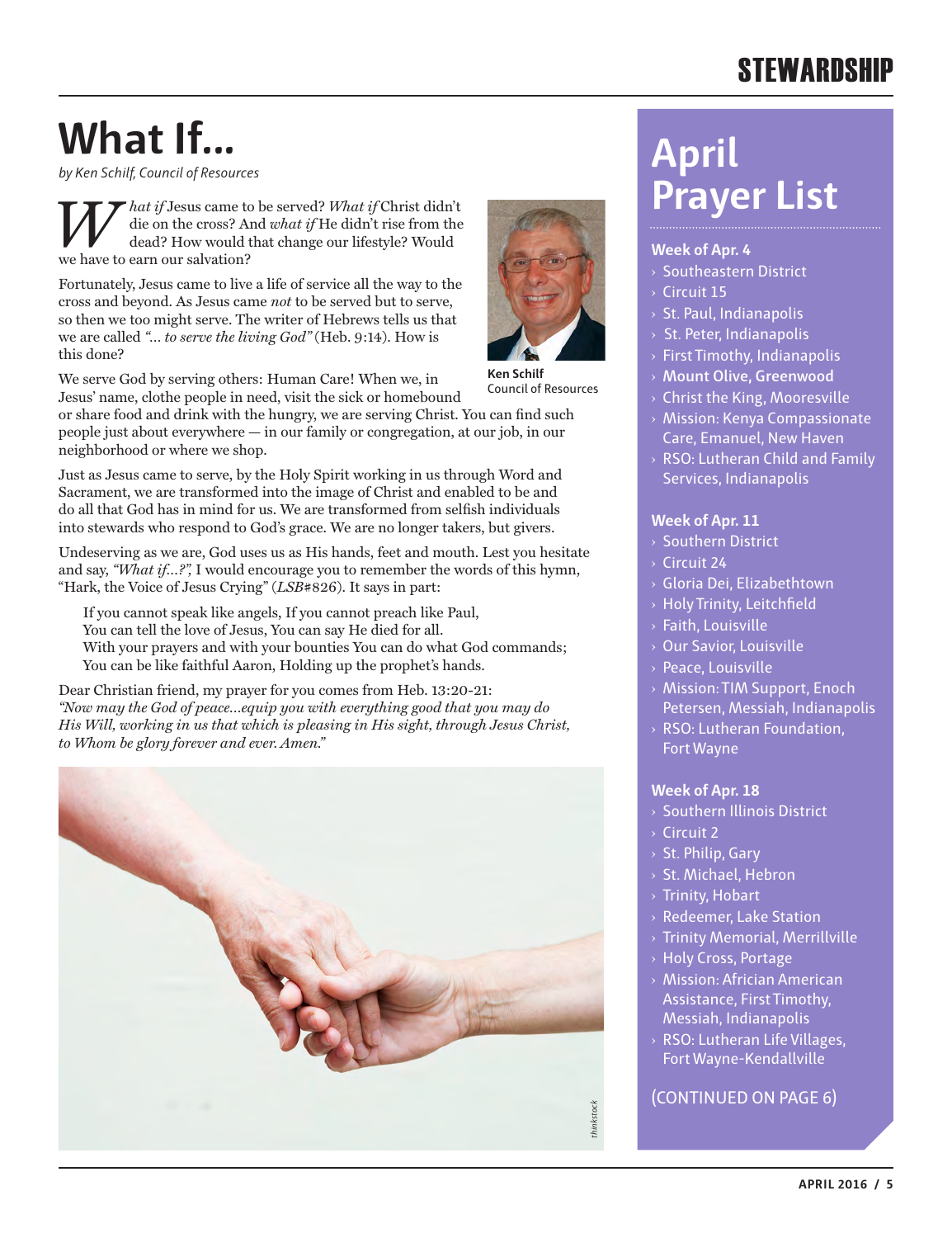# What If…

*by Ken Schilf, Council of Resources*

*What if* Jesus came to be served? *What if* Christ didn't die on the cross? And *what if* He didn't rise from the dead? How would that change our lifestyle? Would we have to earn our salvation?

Ken Schilf
Council of Resources

Fortunately, Jesus came to live a life of service all the way to the cross and beyond. As Jesus came *not* to be served but to serve, so then we too might serve. The writer of Hebrews tells us that we are called *"… to serve the living God"* (Heb. 9:14). How is this done?

We serve God by serving others: Human Care! When we, in Jesus' name, clothe people in need, visit the sick or homebound or share food and drink with the hungry, we are serving Christ. You can find such people just about everywhere — in our family or congregation, at our job, in our neighborhood or where we shop.

Just as Jesus came to serve, by the Holy Spirit working in us through Word and Sacrament, we are transformed into the image of Christ and enabled to be and do all that God has in mind for us. We are transformed from selfish individuals into stewards who respond to God's grace. We are no longer takers, but givers.

Undeserving as we are, God uses us as His hands, feet and mouth. Lest you hesitate and say, *"What if…?"*, I would encourage you to remember the words of this hymn, "Hark, the Voice of Jesus Crying" (*LSB*#826). It says in part:

> If you cannot speak like angels, If you cannot preach like Paul,
> You can tell the love of Jesus, You can say He died for all.
> With your prayers and with your bounties You can do what God commands;
> You can be like faithful Aaron, Holding up the prophet's hands.

Dear Christian friend, my prayer for you comes from Heb. 13:20-21:
*"Now may the God of peace…equip you with everything good that you may do His Will, working in us that which is pleasing in His sight, through Jesus Christ, to Whom be glory forever and ever. Amen."*

thinkstock

# April Prayer List

### Week of Apr. 4
- Southeastern District
- Circuit 15
- St. Paul, Indianapolis
- St. Peter, Indianapolis
- First Timothy, Indianapolis
- Mount Olive, Greenwood
- Christ the King, Mooresville
- Mission: Kenya Compassionate Care, Emanuel, New Haven
- RSO: Lutheran Child and Family Services, Indianapolis

### Week of Apr. 11
- Southern District
- Circuit 24
- Gloria Dei, Elizabethtown
- Holy Trinity, Leitchfield
- Faith, Louisville
- Our Savior, Louisville
- Peace, Louisville
- Mission: TIM Support, Enoch Petersen, Messiah, Indianapolis
- RSO: Lutheran Foundation, Fort Wayne

### Week of Apr. 18
- Southern Illinois District
- Circuit 2
- St. Philip, Gary
- St. Michael, Hebron
- Trinity, Hobart
- Redeemer, Lake Station
- Trinity Memorial, Merrillville
- Holy Cross, Portage
- Mission: African American Assistance, First Timothy, Messiah, Indianapolis
- RSO: Lutheran Life Villages, Fort Wayne-Kendallville

(CONTINUED ON PAGE 6)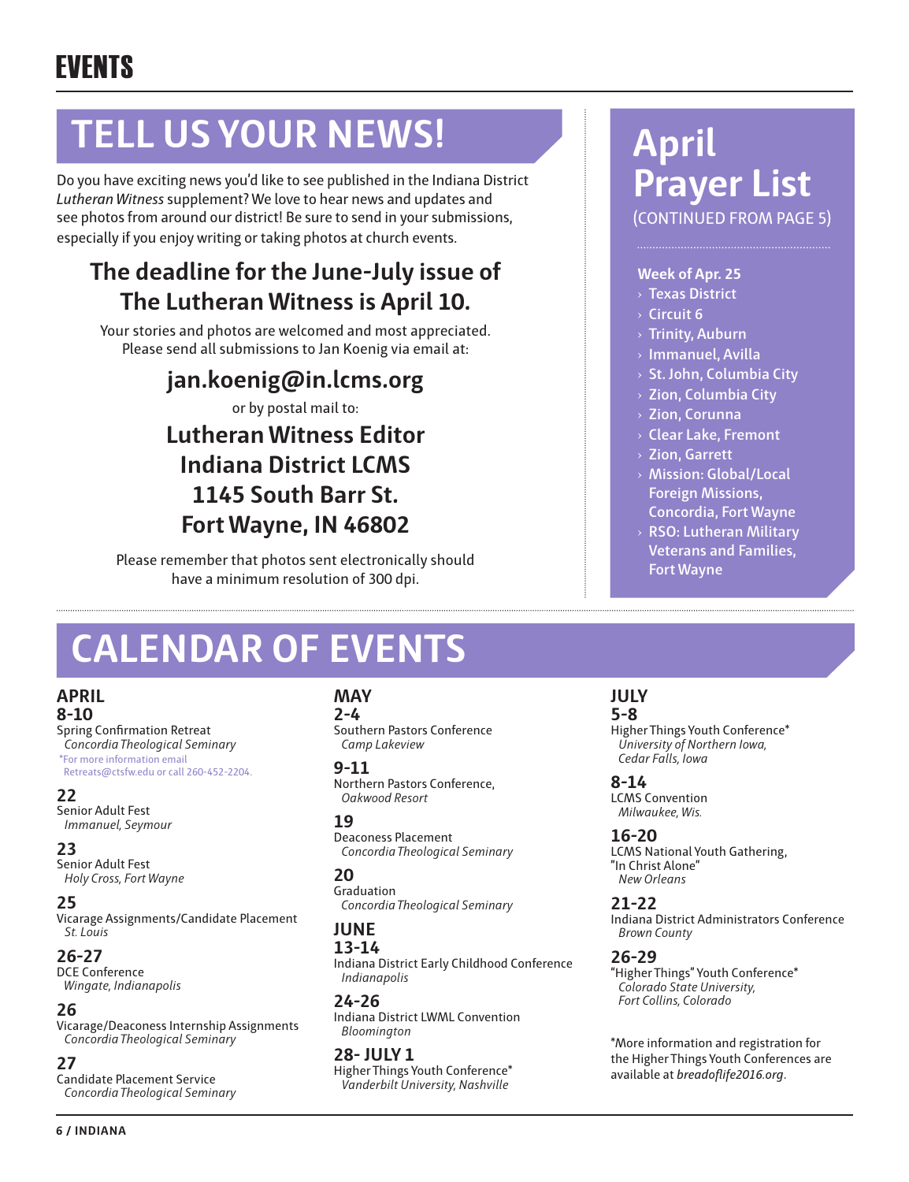# EVENTS

## TELL US YOUR NEWS!

Do you have exciting news you'd like to see published in the Indiana District *Lutheran Witness* supplement? We love to hear news and updates and see photos from around our district! Be sure to send in your submissions, especially if you enjoy writing or taking photos at church events.

### The deadline for the June-July issue of The Lutheran Witness is April 10.

Your stories and photos are welcomed and most appreciated. Please send all submissions to Jan Koenig via email at:

**jan.koenig@in.lcms.org**

or by postal mail to:

**Lutheran Witness Editor**
**Indiana District LCMS**
**1145 South Barr St.**
**Fort Wayne, IN 46802**

Please remember that photos sent electronically should have a minimum resolution of 300 dpi.

## April Prayer List

(CONTINUED FROM PAGE 5)

**Week of Apr. 25**

- Texas District
- Circuit 6
- Trinity, Auburn
- Immanuel, Avilla
- St. John, Columbia City
- Zion, Columbia City
- Zion, Corunna
- Clear Lake, Fremont
- Zion, Garrett
- Mission: Global/Local Foreign Missions, Concordia, Fort Wayne
- RSO: Lutheran Military Veterans and Families, Fort Wayne

## CALENDAR OF EVENTS

### APRIL

**8-10**
Spring Confirmation Retreat
*Concordia Theological Seminary*
*For more information email Retreats@ctsfw.edu or call 260-452-2204.

**22**
Senior Adult Fest
*Immanuel, Seymour*

**23**
Senior Adult Fest
*Holy Cross, Fort Wayne*

**25**
Vicarage Assignments/Candidate Placement
*St. Louis*

**26-27**
DCE Conference
*Wingate, Indianapolis*

**26**
Vicarage/Deaconess Internship Assignments
*Concordia Theological Seminary*

**27**
Candidate Placement Service
*Concordia Theological Seminary*

### MAY

**2-4**
Southern Pastors Conference
*Camp Lakeview*

**9-11**
Northern Pastors Conference,
*Oakwood Resort*

**19**
Deaconess Placement
*Concordia Theological Seminary*

**20**
Graduation
*Concordia Theological Seminary*

### JUNE

**13-14**
Indiana District Early Childhood Conference
*Indianapolis*

**24-26**
Indiana District LWML Convention
*Bloomington*

**28- JULY 1**
Higher Things Youth Conference*
*Vanderbilt University, Nashville*

### JULY

**5-8**
Higher Things Youth Conference*
*University of Northern Iowa, Cedar Falls, Iowa*

**8-14**
LCMS Convention
*Milwaukee, Wis.*

**16-20**
LCMS National Youth Gathering, "In Christ Alone"
*New Orleans*

**21-22**
Indiana District Administrators Conference
*Brown County*

**26-29**
"Higher Things" Youth Conference*
*Colorado State University, Fort Collins, Colorado*

*More information and registration for the Higher Things Youth Conferences are available at *breadoflife2016.org*.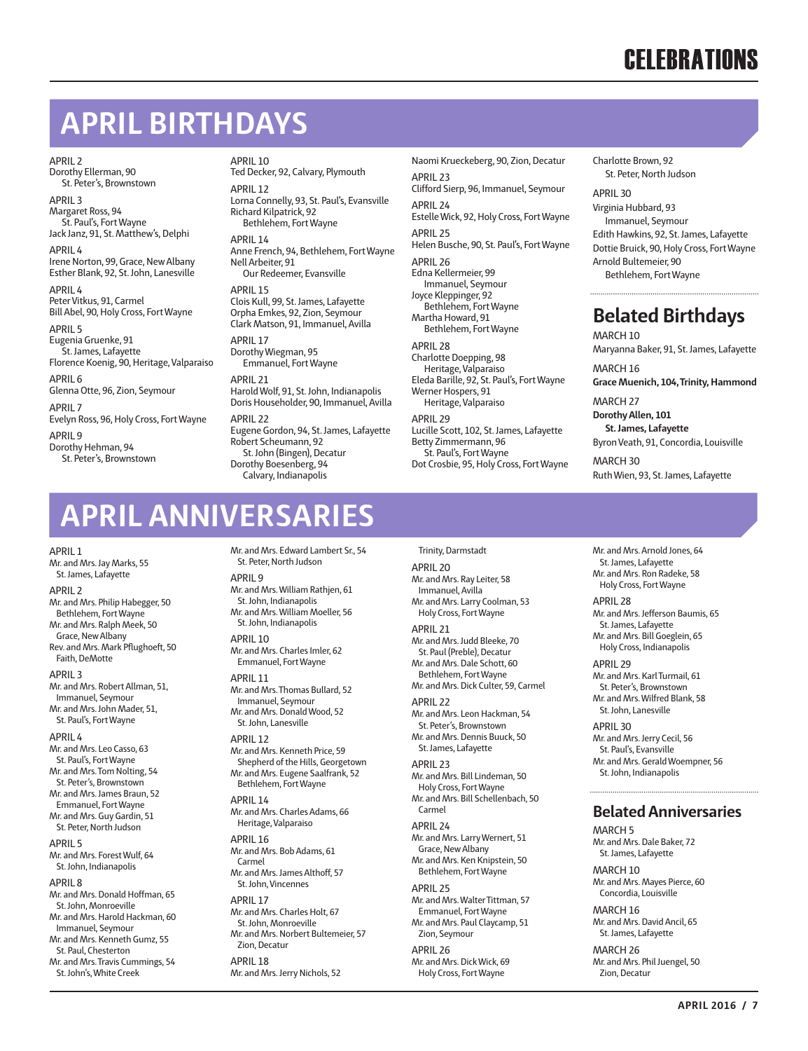# CELEBRATIONS

## APRIL BIRTHDAYS

APRIL 2
Dorothy Ellerman, 90
St. Peter's, Brownstown

APRIL 3
Margaret Ross, 94
St. Paul's, Fort Wayne
Jack Janz, 91, St. Matthew's, Delphi

APRIL 4
Irene Norton, 99, Grace, New Albany
Esther Blank, 92, St. John, Lanesville

APRIL 4
Peter Vitkus, 91, Carmel
Bill Abel, 90, Holy Cross, Fort Wayne

APRIL 5
Eugenia Gruenke, 91
St. James, Lafayette
Florence Koenig, 90, Heritage, Valparaiso

APRIL 6
Glenna Otte, 96, Zion, Seymour

APRIL 7
Evelyn Ross, 96, Holy Cross, Fort Wayne

APRIL 9
Dorothy Hehman, 94
St. Peter's, Brownstown

APRIL 10
Ted Decker, 92, Calvary, Plymouth

APRIL 12
Lorna Connelly, 93, St. Paul's, Evansville
Richard Kilpatrick, 92
Bethlehem, Fort Wayne

APRIL 14
Anne French, 94, Bethlehem, Fort Wayne
Nell Arbeiter, 91
Our Redeemer, Evansville

APRIL 15
Clois Kull, 99, St. James, Lafayette
Orpha Emkes, 92, Zion, Seymour
Clark Matson, 91, Immanuel, Avilla

APRIL 17
Dorothy Wiegman, 95
Emmanuel, Fort Wayne

APRIL 21
Harold Wolf, 91, St. John, Indianapolis
Doris Householder, 90, Immanuel, Avilla

APRIL 22
Eugene Gordon, 94, St. James, Lafayette
Robert Scheumann, 92
St. John (Bingen), Decatur
Dorothy Boesenberg, 94
Calvary, Indianapolis
Naomi Krueckeberg, 90, Zion, Decatur

APRIL 23
Clifford Sierp, 96, Immanuel, Seymour

APRIL 24
Estelle Wick, 92, Holy Cross, Fort Wayne

APRIL 25
Helen Busche, 90, St. Paul's, Fort Wayne

APRIL 26
Edna Kellermeier, 99
Immanuel, Seymour
Joyce Kleppinger, 92
Bethlehem, Fort Wayne
Martha Howard, 91
Bethlehem, Fort Wayne

APRIL 28
Charlotte Doepping, 98
Heritage, Valparaiso
Eleda Barille, 92, St. Paul's, Fort Wayne
Werner Hospers, 91
Heritage, Valparaiso

APRIL 29
Lucille Scott, 102, St. James, Lafayette
Betty Zimmermann, 96
St. Paul's, Fort Wayne
Dot Crosbie, 95, Holy Cross, Fort Wayne
Charlotte Brown, 92
St. Peter, North Judson

APRIL 30
Virginia Hubbard, 93
Immanuel, Seymour
Edith Hawkins, 92, St. James, Lafayette
Dottie Bruick, 90, Holy Cross, Fort Wayne
Arnold Bultemeier, 90
Bethlehem, Fort Wayne

### Belated Birthdays

MARCH 10
Maryanna Baker, 91, St. James, Lafayette

MARCH 16
**Grace Muenich, 104, Trinity, Hammond**

MARCH 27
**Dorothy Allen, 101**
**St. James, Lafayette**
Byron Veath, 91, Concordia, Louisville

MARCH 30
Ruth Wien, 93, St. James, Lafayette

## APRIL ANNIVERSARIES

APRIL 1
Mr. and Mrs. Jay Marks, 55
St. James, Lafayette

APRIL 2
Mr. and Mrs. Philip Habegger, 50
Bethlehem, Fort Wayne
Mr. and Mrs. Ralph Meek, 50
Grace, New Albany
Rev. and Mrs. Mark Pflughoeft, 50
Faith, DeMotte

APRIL 3
Mr. and Mrs. Robert Allman, 51,
Immanuel, Seymour
Mr. and Mrs. John Mader, 51,
St. Paul's, Fort Wayne

APRIL 4
Mr. and Mrs. Leo Casso, 63
St. Paul's, Fort Wayne
Mr. and Mrs. Tom Nolting, 54
St. Peter's, Brownstown
Mr. and Mrs. James Braun, 52
Emmanuel, Fort Wayne
Mr. and Mrs. Guy Gardin, 51
St. Peter, North Judson

APRIL 5
Mr. and Mrs. Forest Wulf, 64
St. John, Indianapolis

APRIL 8
Mr. and Mrs. Donald Hoffman, 65
St. John, Monroeville
Mr. and Mrs. Harold Hackman, 60
Immanuel, Seymour
Mr. and Mrs. Kenneth Gumz, 55
St. Paul, Chesterton
Mr. and Mrs. Travis Cummings, 54
St. John's, White Creek
Mr. and Mrs. Edward Lambert Sr., 54
St. Peter, North Judson

APRIL 9
Mr. and Mrs. William Rathjen, 61
St. John, Indianapolis
Mr. and Mrs. William Moeller, 56
St. John, Indianapolis

APRIL 10
Mr. and Mrs. Charles Imler, 62
Emmanuel, Fort Wayne

APRIL 11
Mr. and Mrs. Thomas Bullard, 52
Immanuel, Seymour
Mr. and Mrs. Donald Wood, 52
St. John, Lanesville

APRIL 12
Mr. and Mrs. Kenneth Price, 59
Shepherd of the Hills, Georgetown
Mr. and Mrs. Eugene Saalfrank, 52
Bethlehem, Fort Wayne

APRIL 14
Mr. and Mrs. Charles Adams, 66
Heritage, Valparaiso

APRIL 16
Mr. and Mrs. Bob Adams, 61
Carmel
Mr. and Mrs. James Althoff, 57
St. John, Vincennes

APRIL 17
Mr. and Mrs. Charles Holt, 67
St. John, Monroeville
Mr. and Mrs. Norbert Bultemeier, 57
Zion, Decatur

APRIL 18
Mr. and Mrs. Jerry Nichols, 52
Trinity, Darmstadt

APRIL 20
Mr. and Mrs. Ray Leiter, 58
Immanuel, Avilla
Mr. and Mrs. Larry Coolman, 53
Holy Cross, Fort Wayne

APRIL 21
Mr. and Mrs. Judd Bleeke, 70
St. Paul (Preble), Decatur
Mr. and Mrs. Dale Schott, 60
Bethlehem, Fort Wayne
Mr. and Mrs. Dick Culter, 59, Carmel

APRIL 22
Mr. and Mrs. Leon Hackman, 54
St. Peter's, Brownstown
Mr. and Mrs. Dennis Buuck, 50
St. James, Lafayette

APRIL 23
Mr. and Mrs. Bill Lindeman, 50
Holy Cross, Fort Wayne
Mr. and Mrs. Bill Schellenbach, 50
Carmel

APRIL 24
Mr. and Mrs. Larry Wernert, 51
Grace, New Albany
Mr. and Mrs. Ken Knipstein, 50
Bethlehem, Fort Wayne

APRIL 25
Mr. and Mrs. Walter Tittman, 57
Emmanuel, Fort Wayne
Mr. and Mrs. Paul Claycamp, 51
Zion, Seymour

APRIL 26
Mr. and Mrs. Dick Wick, 69
Holy Cross, Fort Wayne
Mr. and Mrs. Arnold Jones, 64
St. James, Lafayette
Mr. and Mrs. Ron Radeke, 58
Holy Cross, Fort Wayne

APRIL 28
Mr. and Mrs. Jefferson Baumis, 65
St. James, Lafayette
Mr. and Mrs. Bill Goeglein, 65
Holy Cross, Indianapolis

APRIL 29
Mr. and Mrs. Karl Turmail, 61
St. Peter's, Brownstown
Mr. and Mrs. Wilfred Blank, 58
St. John, Lanesville

APRIL 30
Mr. and Mrs. Jerry Cecil, 56
St. Paul's, Evansville
Mr. and Mrs. Gerald Woempner, 56
St. John, Indianapolis

### Belated Anniversaries

MARCH 5
Mr. and Mrs. Dale Baker, 72
St. James, Lafayette

MARCH 10
Mr. and Mrs. Mayes Pierce, 60
Concordia, Louisville

MARCH 16
Mr. and Mrs. David Ancil, 65
St. James, Lafayette

MARCH 26
Mr. and Mrs. Phil Juengel, 50
Zion, Decatur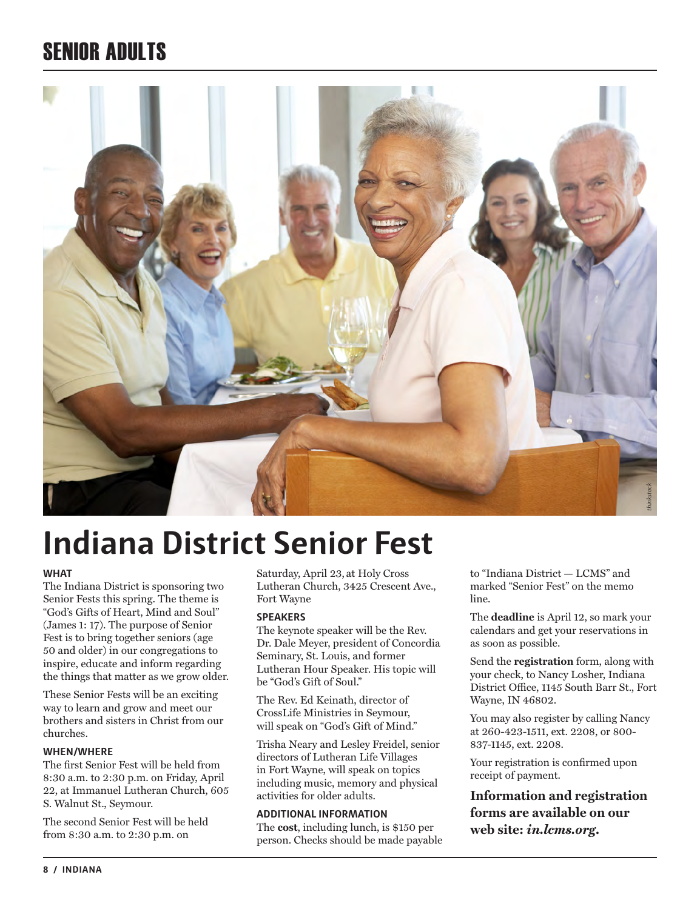# SENIOR ADULTS

thinkstock

# Indiana District Senior Fest

### WHAT

The Indiana District is sponsoring two Senior Fests this spring. The theme is "God's Gifts of Heart, Mind and Soul" (James 1: 17). The purpose of Senior Fest is to bring together seniors (age 50 and older) in our congregations to inspire, educate and inform regarding the things that matter as we grow older.

These Senior Fests will be an exciting way to learn and grow and meet our brothers and sisters in Christ from our churches.

### WHEN/WHERE

The first Senior Fest will be held from 8:30 a.m. to 2:30 p.m. on Friday, April 22, at Immanuel Lutheran Church, 605 S. Walnut St., Seymour.

The second Senior Fest will be held from 8:30 a.m. to 2:30 p.m. on Saturday, April 23, at Holy Cross Lutheran Church, 3425 Crescent Ave., Fort Wayne

### SPEAKERS

The keynote speaker will be the Rev. Dr. Dale Meyer, president of Concordia Seminary, St. Louis, and former Lutheran Hour Speaker. His topic will be "God's Gift of Soul."

The Rev. Ed Keinath, director of CrossLife Ministries in Seymour, will speak on "God's Gift of Mind."

Trisha Neary and Lesley Freidel, senior directors of Lutheran Life Villages in Fort Wayne, will speak on topics including music, memory and physical activities for older adults.

### ADDITIONAL INFORMATION

The **cost**, including lunch, is $150 per person. Checks should be made payable to "Indiana District — LCMS" and marked "Senior Fest" on the memo line.

The **deadline** is April 12, so mark your calendars and get your reservations in as soon as possible.

Send the **registration** form, along with your check, to Nancy Losher, Indiana District Office, 1145 South Barr St., Fort Wayne, IN 46802.

You may also register by calling Nancy at 260-423-1511, ext. 2208, or 800-837-1145, ext. 2208.

Your registration is confirmed upon receipt of payment.

**Information and registration forms are available on our web site: *in.lcms.org*.**